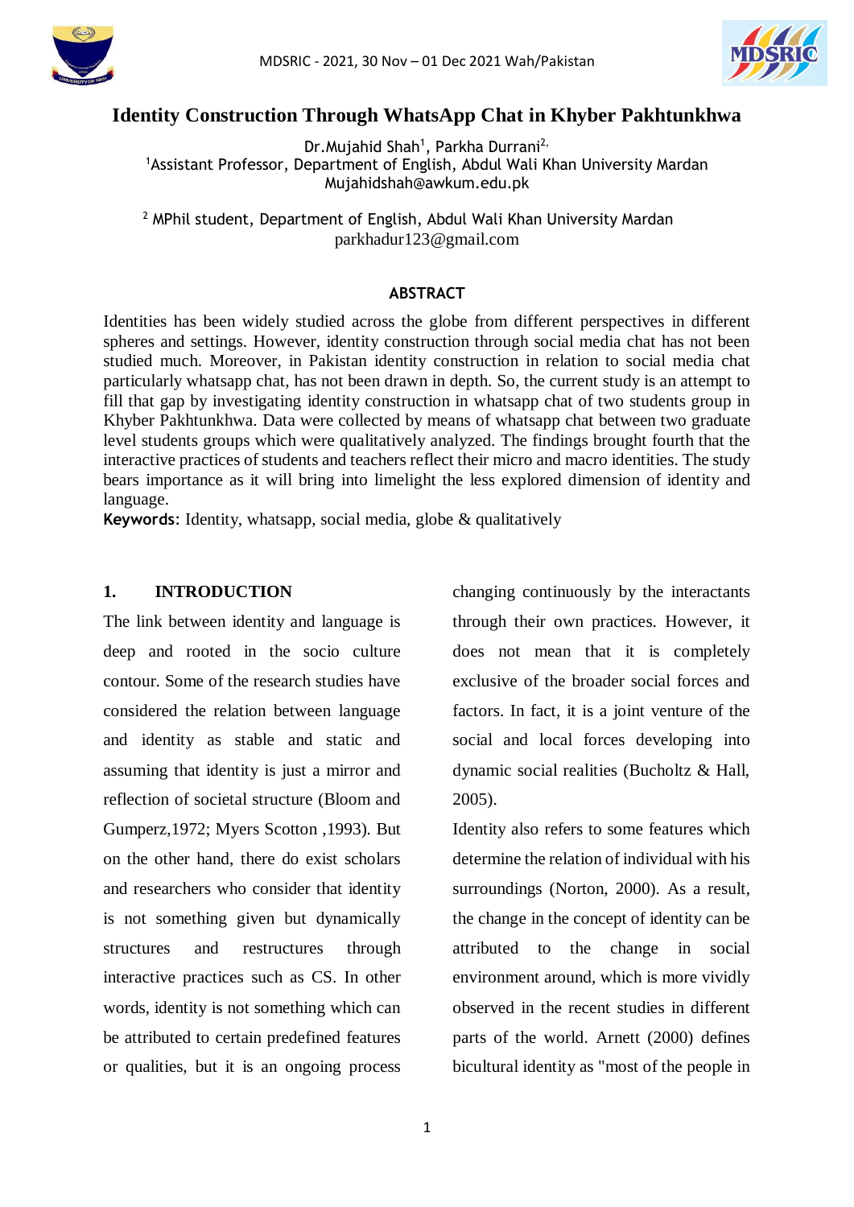# Identity Construction Through WhatsApp Chat in Khyber Pakhtunkhwa

Dr.Mujahid Shah[1], Parkha Durrani[2,]

[1]Assistant Professor, Department of English, Abdul Wali Khan University Mardan
Mujahidshah@awkum.edu.pk

[2] MPhil student, Department of English, Abdul Wali Khan University Mardan
parkhadur123@gmail.com

## ABSTRACT

Identities has been widely studied across the globe from different perspectives in different spheres and settings. However, identity construction through social media chat has not been studied much. Moreover, in Pakistan identity construction in relation to social media chat particularly whatsapp chat, has not been drawn in depth. So, the current study is an attempt to fill that gap by investigating identity construction in whatsapp chat of two students group in Khyber Pakhtunkhwa. Data were collected by means of whatsapp chat between two graduate level students groups which were qualitatively analyzed. The findings brought fourth that the interactive practices of students and teachers reflect their micro and macro identities. The study bears importance as it will bring into limelight the less explored dimension of identity and language.

**Keywords**: Identity, whatsapp, social media, globe & qualitatively

## 1. INTRODUCTION

The link between identity and language is deep and rooted in the socio culture contour. Some of the research studies have considered the relation between language and identity as stable and static and assuming that identity is just a mirror and reflection of societal structure (Bloom and Gumperz,1972; Myers Scotton ,1993). But on the other hand, there do exist scholars and researchers who consider that identity is not something given but dynamically structures and restructures through interactive practices such as CS. In other words, identity is not something which can be attributed to certain predefined features or qualities, but it is an ongoing process changing continuously by the interactants through their own practices. However, it does not mean that it is completely exclusive of the broader social forces and factors. In fact, it is a joint venture of the social and local forces developing into dynamic social realities (Bucholtz & Hall, 2005).

Identity also refers to some features which determine the relation of individual with his surroundings (Norton, 2000). As a result, the change in the concept of identity can be attributed to the change in social environment around, which is more vividly observed in the recent studies in different parts of the world. Arnett (2000) defines bicultural identity as "most of the people in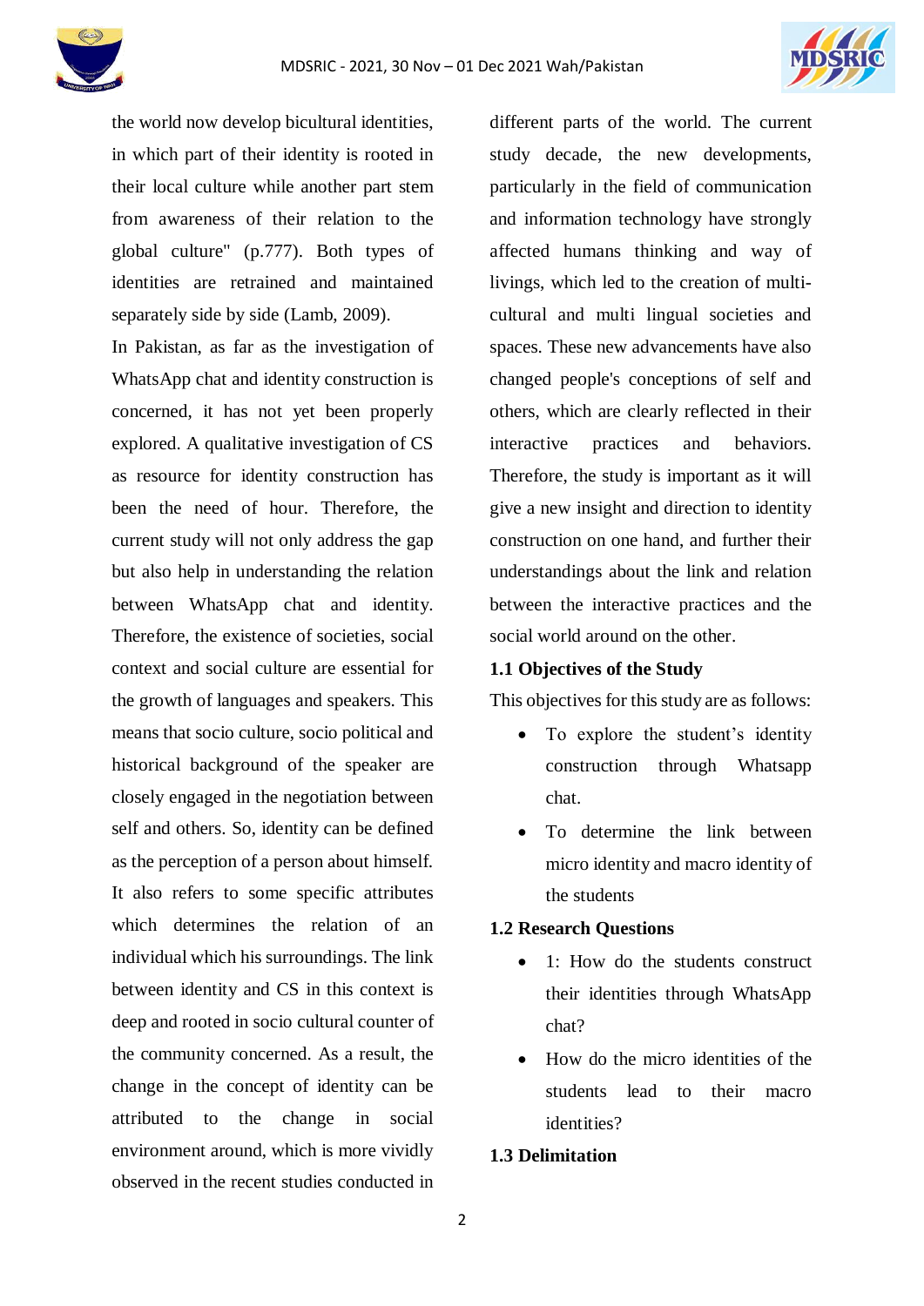the world now develop bicultural identities, in which part of their identity is rooted in their local culture while another part stem from awareness of their relation to the global culture" (p.777). Both types of identities are retrained and maintained separately side by side (Lamb, 2009).

In Pakistan, as far as the investigation of WhatsApp chat and identity construction is concerned, it has not yet been properly explored. A qualitative investigation of CS as resource for identity construction has been the need of hour. Therefore, the current study will not only address the gap but also help in understanding the relation between WhatsApp chat and identity. Therefore, the existence of societies, social context and social culture are essential for the growth of languages and speakers. This means that socio culture, socio political and historical background of the speaker are closely engaged in the negotiation between self and others. So, identity can be defined as the perception of a person about himself. It also refers to some specific attributes which determines the relation of an individual which his surroundings. The link between identity and CS in this context is deep and rooted in socio cultural counter of the community concerned. As a result, the change in the concept of identity can be attributed to the change in social environment around, which is more vividly observed in the recent studies conducted in different parts of the world. The current study decade, the new developments, particularly in the field of communication and information technology have strongly affected humans thinking and way of livings, which led to the creation of multi-cultural and multi lingual societies and spaces. These new advancements have also changed people's conceptions of self and others, which are clearly reflected in their interactive practices and behaviors. Therefore, the study is important as it will give a new insight and direction to identity construction on one hand, and further their understandings about the link and relation between the interactive practices and the social world around on the other.

## 1.1 Objectives of the Study

This objectives for this study are as follows:

- To explore the student's identity construction through Whatsapp chat.
- To determine the link between micro identity and macro identity of the students

## 1.2 Research Questions

- 1: How do the students construct their identities through WhatsApp chat?
- How do the micro identities of the students lead to their macro identities?

## 1.3 Delimitation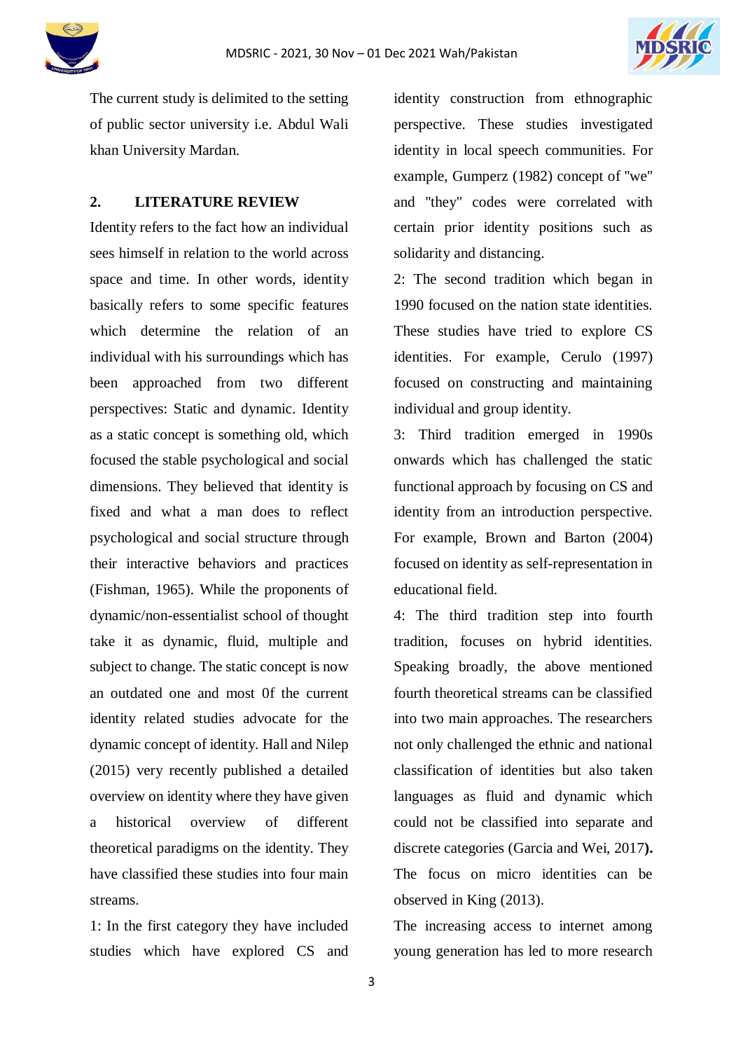The current study is delimited to the setting of public sector university i.e. Abdul Wali khan University Mardan.

## 2. LITERATURE REVIEW

Identity refers to the fact how an individual sees himself in relation to the world across space and time. In other words, identity basically refers to some specific features which determine the relation of an individual with his surroundings which has been approached from two different perspectives: Static and dynamic. Identity as a static concept is something old, which focused the stable psychological and social dimensions. They believed that identity is fixed and what a man does to reflect psychological and social structure through their interactive behaviors and practices (Fishman, 1965). While the proponents of dynamic/non-essentialist school of thought take it as dynamic, fluid, multiple and subject to change. The static concept is now an outdated one and most 0f the current identity related studies advocate for the dynamic concept of identity. Hall and Nilep (2015) very recently published a detailed overview on identity where they have given a historical overview of different theoretical paradigms on the identity. They have classified these studies into four main streams.

1: In the first category they have included studies which have explored CS and identity construction from ethnographic perspective. These studies investigated identity in local speech communities. For example, Gumperz (1982) concept of "we" and "they" codes were correlated with certain prior identity positions such as solidarity and distancing.

2: The second tradition which began in 1990 focused on the nation state identities. These studies have tried to explore CS identities. For example, Cerulo (1997) focused on constructing and maintaining individual and group identity.

3: Third tradition emerged in 1990s onwards which has challenged the static functional approach by focusing on CS and identity from an introduction perspective. For example, Brown and Barton (2004) focused on identity as self-representation in educational field.

4: The third tradition step into fourth tradition, focuses on hybrid identities. Speaking broadly, the above mentioned fourth theoretical streams can be classified into two main approaches. The researchers not only challenged the ethnic and national classification of identities but also taken languages as fluid and dynamic which could not be classified into separate and discrete categories (Garcia and Wei, 2017**).** The focus on micro identities can be observed in King (2013).

The increasing access to internet among young generation has led to more research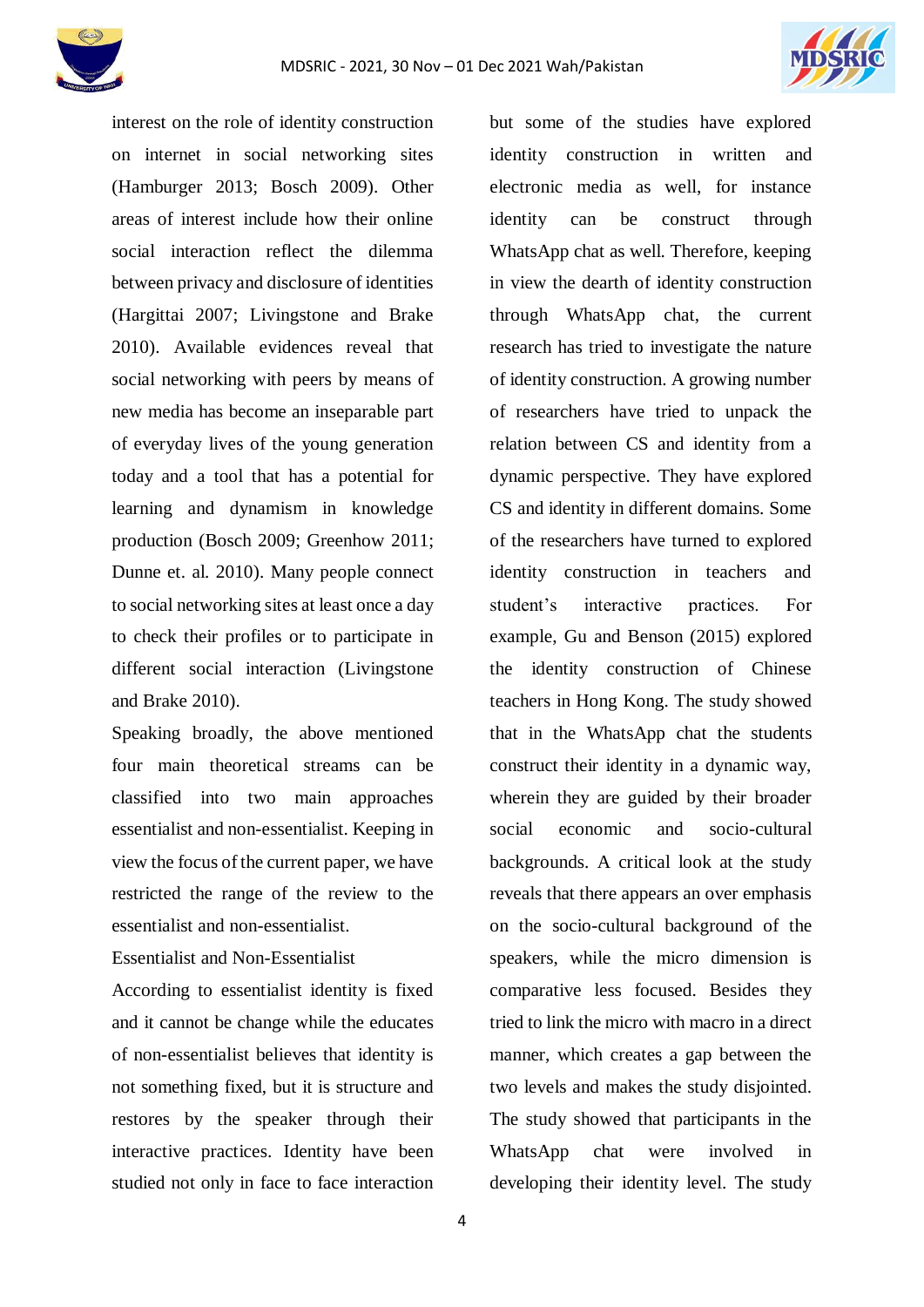interest on the role of identity construction on internet in social networking sites (Hamburger 2013; Bosch 2009). Other areas of interest include how their online social interaction reflect the dilemma between privacy and disclosure of identities (Hargittai 2007; Livingstone and Brake 2010). Available evidences reveal that social networking with peers by means of new media has become an inseparable part of everyday lives of the young generation today and a tool that has a potential for learning and dynamism in knowledge production (Bosch 2009; Greenhow 2011; Dunne et. al. 2010). Many people connect to social networking sites at least once a day to check their profiles or to participate in different social interaction (Livingstone and Brake 2010).

Speaking broadly, the above mentioned four main theoretical streams can be classified into two main approaches essentialist and non-essentialist. Keeping in view the focus of the current paper, we have restricted the range of the review to the essentialist and non-essentialist.

### Essentialist and Non-Essentialist

According to essentialist identity is fixed and it cannot be change while the educates of non-essentialist believes that identity is not something fixed, but it is structure and restores by the speaker through their interactive practices. Identity have been studied not only in face to face interaction but some of the studies have explored identity construction in written and electronic media as well, for instance identity can be construct through WhatsApp chat as well. Therefore, keeping in view the dearth of identity construction through WhatsApp chat, the current research has tried to investigate the nature of identity construction. A growing number of researchers have tried to unpack the relation between CS and identity from a dynamic perspective. They have explored CS and identity in different domains. Some of the researchers have turned to explored identity construction in teachers and student's interactive practices. For example, Gu and Benson (2015) explored the identity construction of Chinese teachers in Hong Kong. The study showed that in the WhatsApp chat the students construct their identity in a dynamic way, wherein they are guided by their broader social economic and socio-cultural backgrounds. A critical look at the study reveals that there appears an over emphasis on the socio-cultural background of the speakers, while the micro dimension is comparative less focused. Besides they tried to link the micro with macro in a direct manner, which creates a gap between the two levels and makes the study disjointed. The study showed that participants in the WhatsApp chat were involved in developing their identity level. The study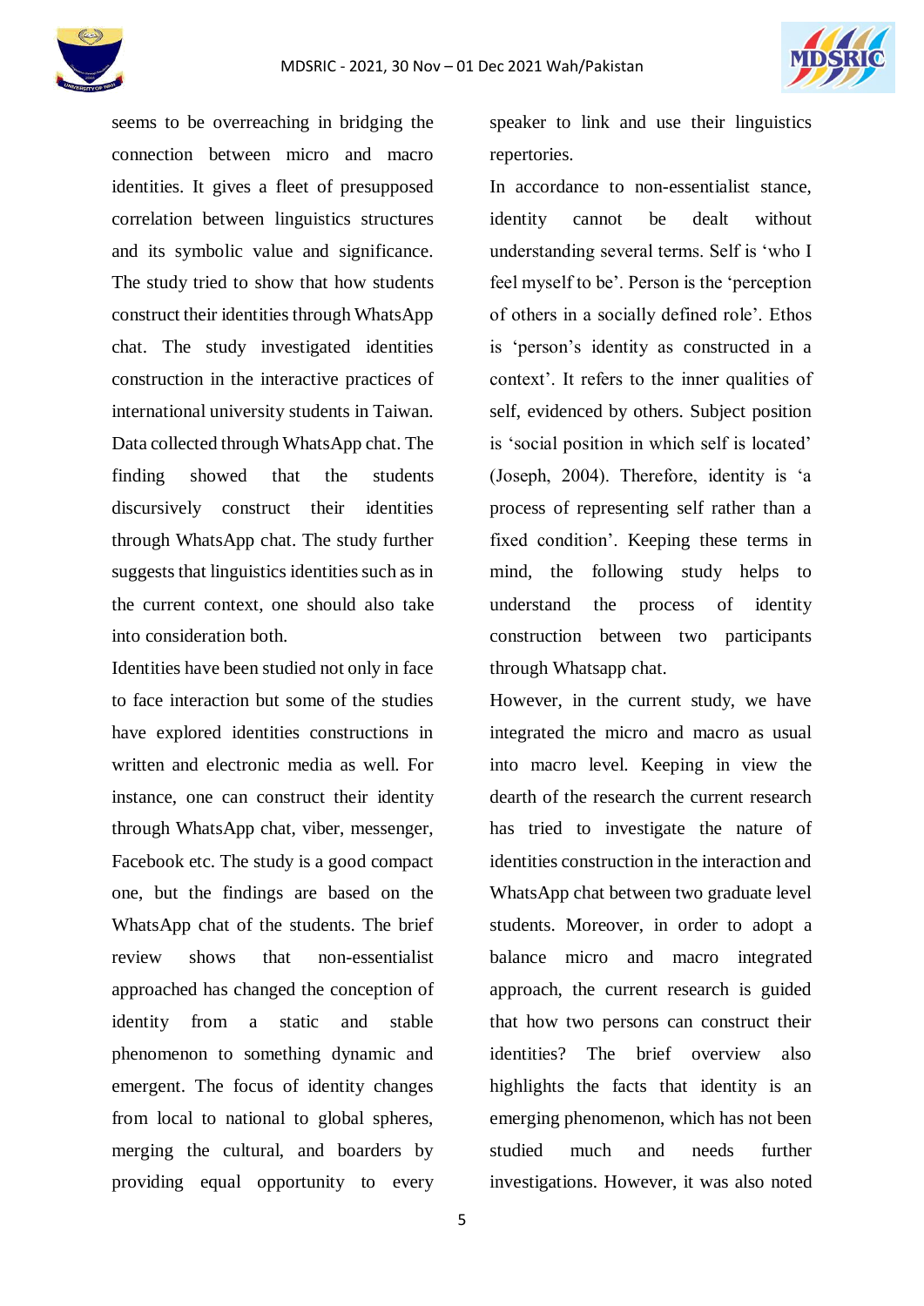seems to be overreaching in bridging the connection between micro and macro identities. It gives a fleet of presupposed correlation between linguistics structures and its symbolic value and significance. The study tried to show that how students construct their identities through WhatsApp chat. The study investigated identities construction in the interactive practices of international university students in Taiwan. Data collected through WhatsApp chat. The finding showed that the students discursively construct their identities through WhatsApp chat. The study further suggests that linguistics identities such as in the current context, one should also take into consideration both.

Identities have been studied not only in face to face interaction but some of the studies have explored identities constructions in written and electronic media as well. For instance, one can construct their identity through WhatsApp chat, viber, messenger, Facebook etc. The study is a good compact one, but the findings are based on the WhatsApp chat of the students. The brief review shows that non-essentialist approached has changed the conception of identity from a static and stable phenomenon to something dynamic and emergent. The focus of identity changes from local to national to global spheres, merging the cultural, and boarders by providing equal opportunity to every speaker to link and use their linguistics repertories.

In accordance to non-essentialist stance, identity cannot be dealt without understanding several terms. Self is 'who I feel myself to be'. Person is the 'perception of others in a socially defined role'. Ethos is 'person's identity as constructed in a context'. It refers to the inner qualities of self, evidenced by others. Subject position is 'social position in which self is located' (Joseph, 2004). Therefore, identity is 'a process of representing self rather than a fixed condition'. Keeping these terms in mind, the following study helps to understand the process of identity construction between two participants through Whatsapp chat.

However, in the current study, we have integrated the micro and macro as usual into macro level. Keeping in view the dearth of the research the current research has tried to investigate the nature of identities construction in the interaction and WhatsApp chat between two graduate level students. Moreover, in order to adopt a balance micro and macro integrated approach, the current research is guided that how two persons can construct their identities? The brief overview also highlights the facts that identity is an emerging phenomenon, which has not been studied much and needs further investigations. However, it was also noted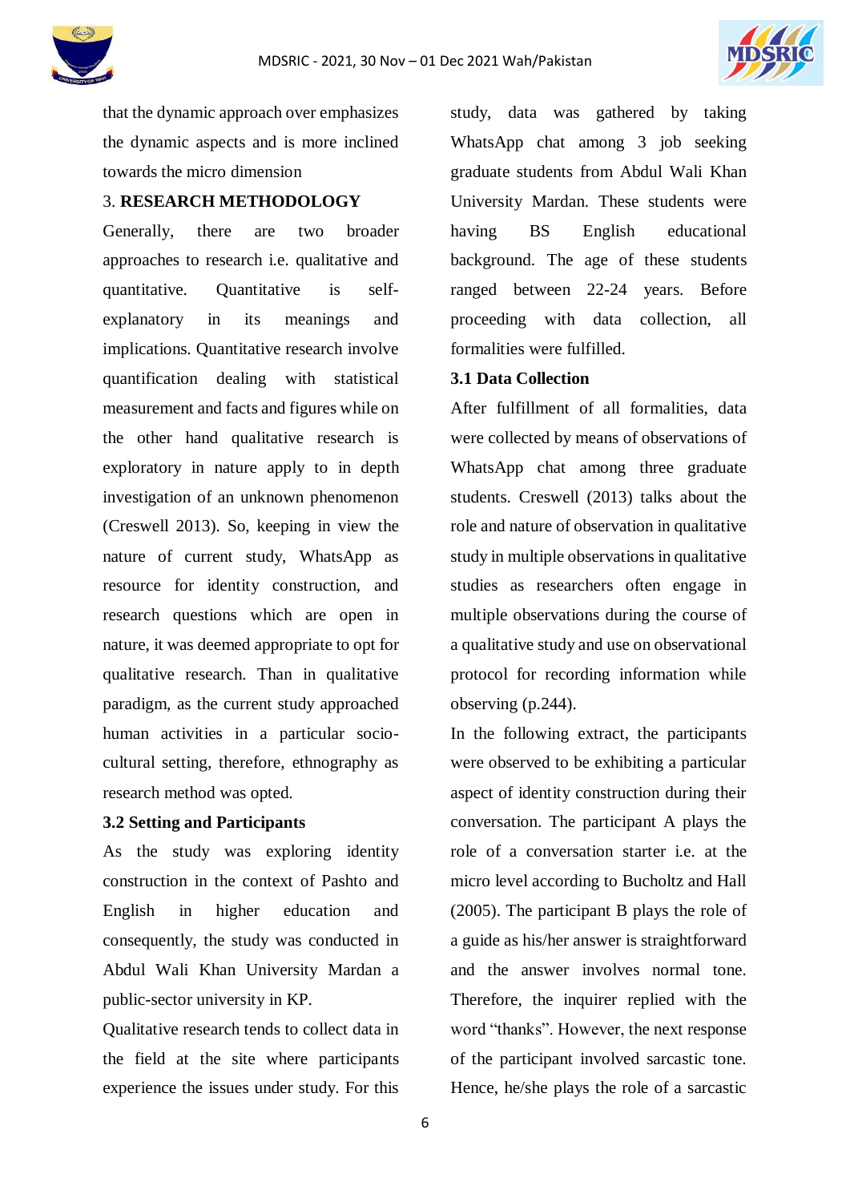that the dynamic approach over emphasizes the dynamic aspects and is more inclined towards the micro dimension

## 3. RESEARCH METHODOLOGY

Generally, there are two broader approaches to research i.e. qualitative and quantitative. Quantitative is self-explanatory in its meanings and implications. Quantitative research involve quantification dealing with statistical measurement and facts and figures while on the other hand qualitative research is exploratory in nature apply to in depth investigation of an unknown phenomenon (Creswell 2013). So, keeping in view the nature of current study, WhatsApp as resource for identity construction, and research questions which are open in nature, it was deemed appropriate to opt for qualitative research. Than in qualitative paradigm, as the current study approached human activities in a particular socio-cultural setting, therefore, ethnography as research method was opted.

### 3.2 Setting and Participants

As the study was exploring identity construction in the context of Pashto and English in higher education and consequently, the study was conducted in Abdul Wali Khan University Mardan a public-sector university in KP.

Qualitative research tends to collect data in the field at the site where participants experience the issues under study. For this study, data was gathered by taking WhatsApp chat among 3 job seeking graduate students from Abdul Wali Khan University Mardan. These students were having BS English educational background. The age of these students ranged between 22-24 years. Before proceeding with data collection, all formalities were fulfilled.

### 3.1 Data Collection

After fulfillment of all formalities, data were collected by means of observations of WhatsApp chat among three graduate students. Creswell (2013) talks about the role and nature of observation in qualitative study in multiple observations in qualitative studies as researchers often engage in multiple observations during the course of a qualitative study and use on observational protocol for recording information while observing (p.244).

In the following extract, the participants were observed to be exhibiting a particular aspect of identity construction during their conversation. The participant A plays the role of a conversation starter i.e. at the micro level according to Bucholtz and Hall (2005). The participant B plays the role of a guide as his/her answer is straightforward and the answer involves normal tone. Therefore, the inquirer replied with the word "thanks". However, the next response of the participant involved sarcastic tone. Hence, he/she plays the role of a sarcastic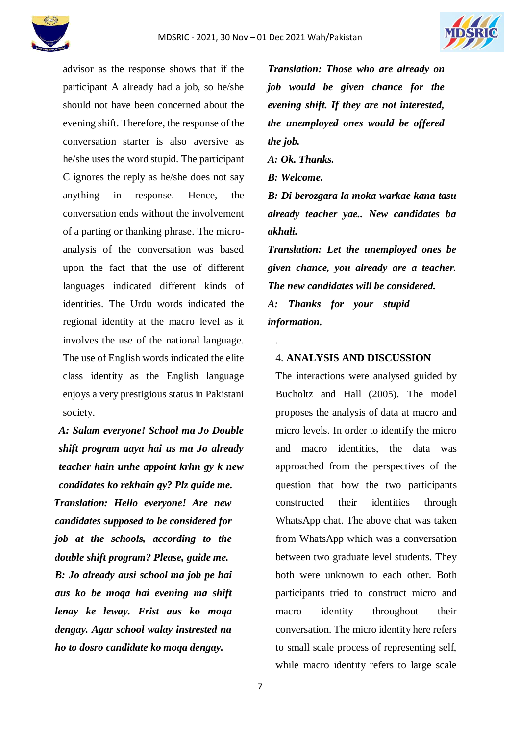advisor as the response shows that if the participant A already had a job, so he/she should not have been concerned about the evening shift. Therefore, the response of the conversation starter is also aversive as he/she uses the word stupid. The participant C ignores the reply as he/she does not say anything in response. Hence, the conversation ends without the involvement of a parting or thanking phrase. The micro-analysis of the conversation was based upon the fact that the use of different languages indicated different kinds of identities. The Urdu words indicated the regional identity at the macro level as it involves the use of the national language. The use of English words indicated the elite class identity as the English language enjoys a very prestigious status in Pakistani society.

***A: Salam everyone! School ma Jo Double shift program aaya hai us ma Jo already teacher hain unhe appoint krhn gy k new condidates ko rekhain gy? Plz guide me.***

***Translation: Hello everyone! Are new candidates supposed to be considered for job at the schools, according to the double shift program? Please, guide me.***

***B: Jo already ausi school ma job pe hai aus ko be moqa hai evening ma shift lenay ke leway. Frist aus ko moqa dengay. Agar school walay instrested na ho to dosro candidate ko moqa dengay.***

***Translation: Those who are already on job would be given chance for the evening shift. If they are not interested, the unemployed ones would be offered the job.***

***A: Ok. Thanks.***

***B: Welcome.***

***B: Di berozgara la moka warkae kana tasu already teacher yae.. New candidates ba akhali.***

***Translation: Let the unemployed ones be given chance, you already are a teacher. The new candidates will be considered.***

***A: Thanks for your stupid information.***

.

## 4. ANALYSIS AND DISCUSSION

The interactions were analysed guided by Bucholtz and Hall (2005). The model proposes the analysis of data at macro and micro levels. In order to identify the micro and macro identities, the data was approached from the perspectives of the question that how the two participants constructed their identities through WhatsApp chat. The above chat was taken from WhatsApp which was a conversation between two graduate level students. They both were unknown to each other. Both participants tried to construct micro and macro identity throughout their conversation. The micro identity here refers to small scale process of representing self, while macro identity refers to large scale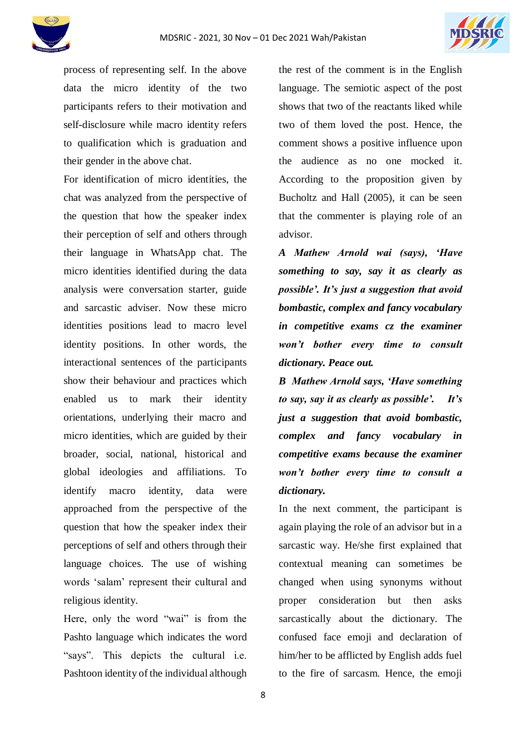process of representing self. In the above data the micro identity of the two participants refers to their motivation and self-disclosure while macro identity refers to qualification which is graduation and their gender in the above chat.

For identification of micro identities, the chat was analyzed from the perspective of the question that how the speaker index their perception of self and others through their language in WhatsApp chat. The micro identities identified during the data analysis were conversation starter, guide and sarcastic adviser. Now these micro identities positions lead to macro level identity positions. In other words, the interactional sentences of the participants show their behaviour and practices which enabled us to mark their identity orientations, underlying their macro and micro identities, which are guided by their broader, social, national, historical and global ideologies and affiliations. To identify macro identity, data were approached from the perspective of the question that how the speaker index their perceptions of self and others through their language choices. The use of wishing words 'salam' represent their cultural and religious identity.

Here, only the word "wai" is from the Pashto language which indicates the word "says". This depicts the cultural i.e. Pashtoon identity of the individual although the rest of the comment is in the English language. The semiotic aspect of the post shows that two of the reactants liked while two of them loved the post. Hence, the comment shows a positive influence upon the audience as no one mocked it. According to the proposition given by Bucholtz and Hall (2005), it can be seen that the commenter is playing role of an advisor.

***A Mathew Arnold wai (says), 'Have something to say, say it as clearly as possible'. It's just a suggestion that avoid bombastic, complex and fancy vocabulary in competitive exams cz the examiner won't bother every time to consult dictionary. Peace out.***

***B Mathew Arnold says, 'Have something to say, say it as clearly as possible'. It's just a suggestion that avoid bombastic, complex and fancy vocabulary in competitive exams because the examiner won't bother every time to consult a dictionary.***

In the next comment, the participant is again playing the role of an advisor but in a sarcastic way. He/she first explained that contextual meaning can sometimes be changed when using synonyms without proper consideration but then asks sarcastically about the dictionary. The confused face emoji and declaration of him/her to be afflicted by English adds fuel to the fire of sarcasm. Hence, the emoji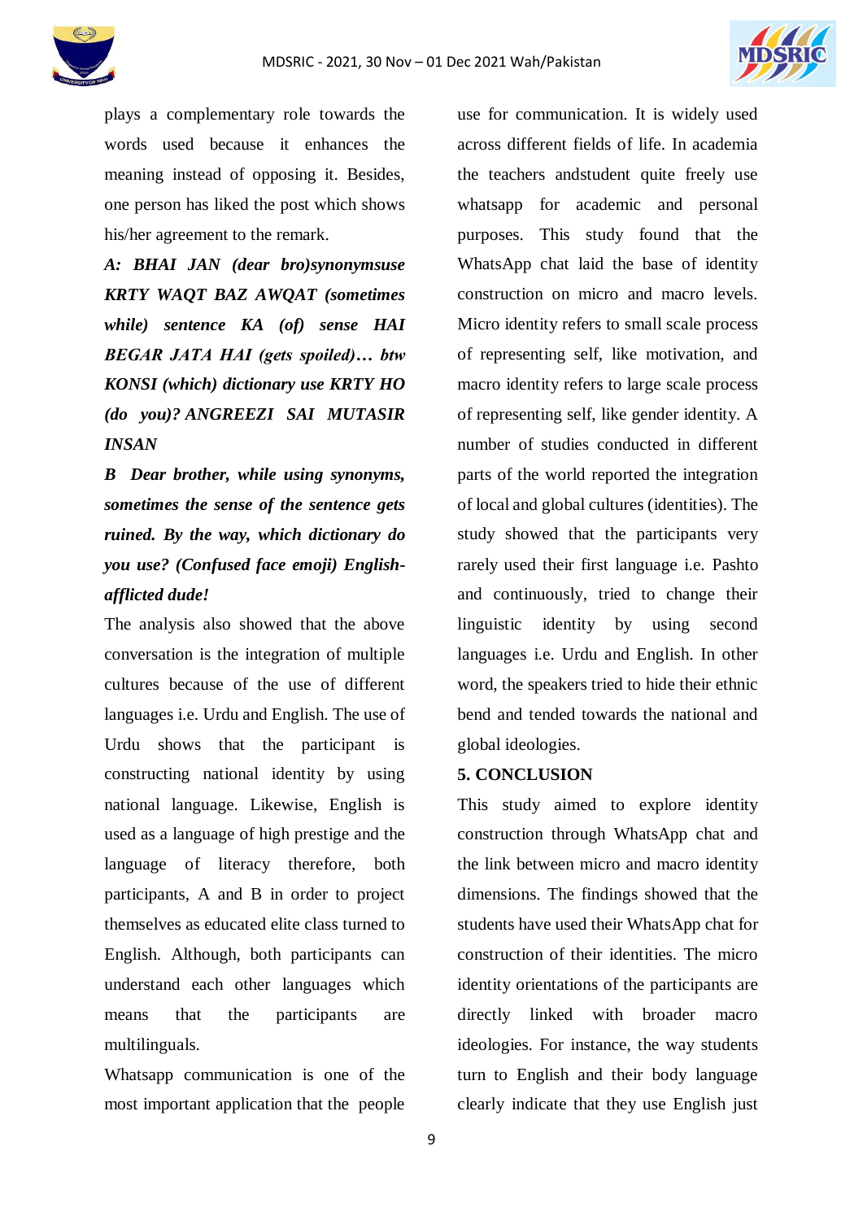plays a complementary role towards the words used because it enhances the meaning instead of opposing it. Besides, one person has liked the post which shows his/her agreement to the remark.

***A: BHAI JAN (dear bro)synonymsuse KRTY WAQT BAZ AWQAT (sometimes while) sentence KA (of) sense HAI BEGAR JATA HAI (gets spoiled)… btw KONSI (which) dictionary use KRTY HO (do you)? ANGREEZI SAI MUTASIR INSAN***

***B Dear brother, while using synonyms, sometimes the sense of the sentence gets ruined. By the way, which dictionary do you use? (Confused face emoji) English-afflicted dude!***

The analysis also showed that the above conversation is the integration of multiple cultures because of the use of different languages i.e. Urdu and English. The use of Urdu shows that the participant is constructing national identity by using national language. Likewise, English is used as a language of high prestige and the language of literacy therefore, both participants, A and B in order to project themselves as educated elite class turned to English. Although, both participants can understand each other languages which means that the participants are multilinguals.

Whatsapp communication is one of the most important application that the people use for communication. It is widely used across different fields of life. In academia the teachers andstudent quite freely use whatsapp for academic and personal purposes. This study found that the WhatsApp chat laid the base of identity construction on micro and macro levels. Micro identity refers to small scale process of representing self, like motivation, and macro identity refers to large scale process of representing self, like gender identity. A number of studies conducted in different parts of the world reported the integration of local and global cultures (identities). The study showed that the participants very rarely used their first language i.e. Pashto and continuously, tried to change their linguistic identity by using second languages i.e. Urdu and English. In other word, the speakers tried to hide their ethnic bend and tended towards the national and global ideologies.

## 5. CONCLUSION

This study aimed to explore identity construction through WhatsApp chat and the link between micro and macro identity dimensions. The findings showed that the students have used their WhatsApp chat for construction of their identities. The micro identity orientations of the participants are directly linked with broader macro ideologies. For instance, the way students turn to English and their body language clearly indicate that they use English just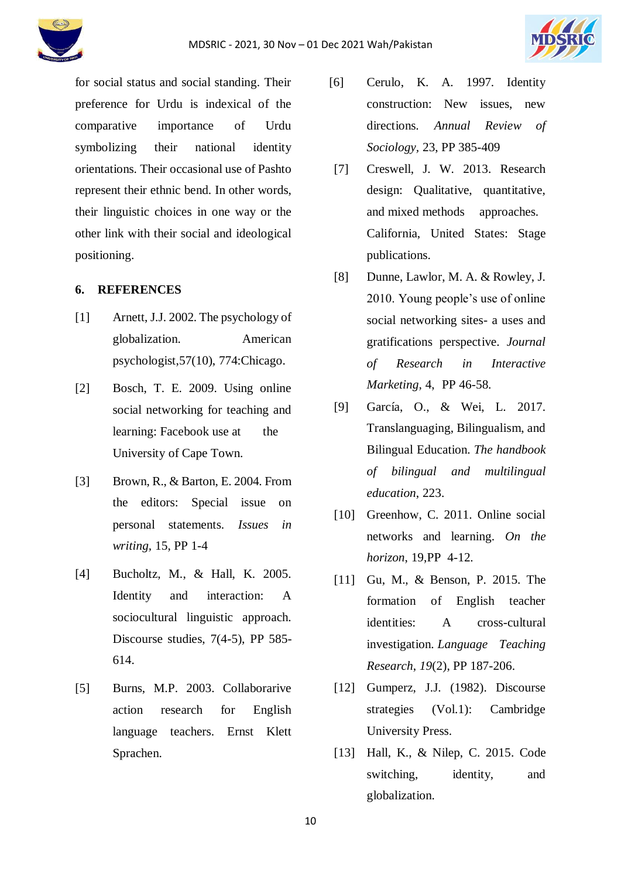for social status and social standing. Their preference for Urdu is indexical of the comparative importance of Urdu symbolizing their national identity orientations. Their occasional use of Pashto represent their ethnic bend. In other words, their linguistic choices in one way or the other link with their social and ideological positioning.

## 6. REFERENCES

[1] Arnett, J.J. 2002. The psychology of globalization. American psychologist,57(10), 774:Chicago.

[2] Bosch, T. E. 2009. Using online social networking for teaching and learning: Facebook use at the University of Cape Town.

[3] Brown, R., & Barton, E. 2004. From the editors: Special issue on personal statements. *Issues in writing*, 15, PP 1-4

[4] Bucholtz, M., & Hall, K. 2005. Identity and interaction: A sociocultural linguistic approach. Discourse studies, 7(4-5), PP 585-614.

[5] Burns, M.P. 2003. Collaborarive action research for English language teachers. Ernst Klett Sprachen.

[6] Cerulo, K. A. 1997. Identity construction: New issues, new directions. *Annual Review of Sociology*, 23, PP 385-409

[7] Creswell, J. W. 2013. Research design: Qualitative, quantitative, and mixed methods approaches. California, United States: Stage publications.

[8] Dunne, Lawlor, M. A. & Rowley, J. 2010. Young people's use of online social networking sites- a uses and gratifications perspective. *Journal of Research in Interactive Marketing*, 4, PP 46-58.

[9] García, O., & Wei, L. 2017. Translanguaging, Bilingualism, and Bilingual Education. *The handbook of bilingual and multilingual education*, 223.

[10] Greenhow, C. 2011. Online social networks and learning. *On the horizon*, 19,PP 4-12.

[11] Gu, M., & Benson, P. 2015. The formation of English teacher identities: A cross-cultural investigation. *Language Teaching Research*, *19*(2), PP 187-206.

[12] Gumperz, J.J. (1982). Discourse strategies (Vol.1): Cambridge University Press.

[13] Hall, K., & Nilep, C. 2015. Code switching, identity, and globalization.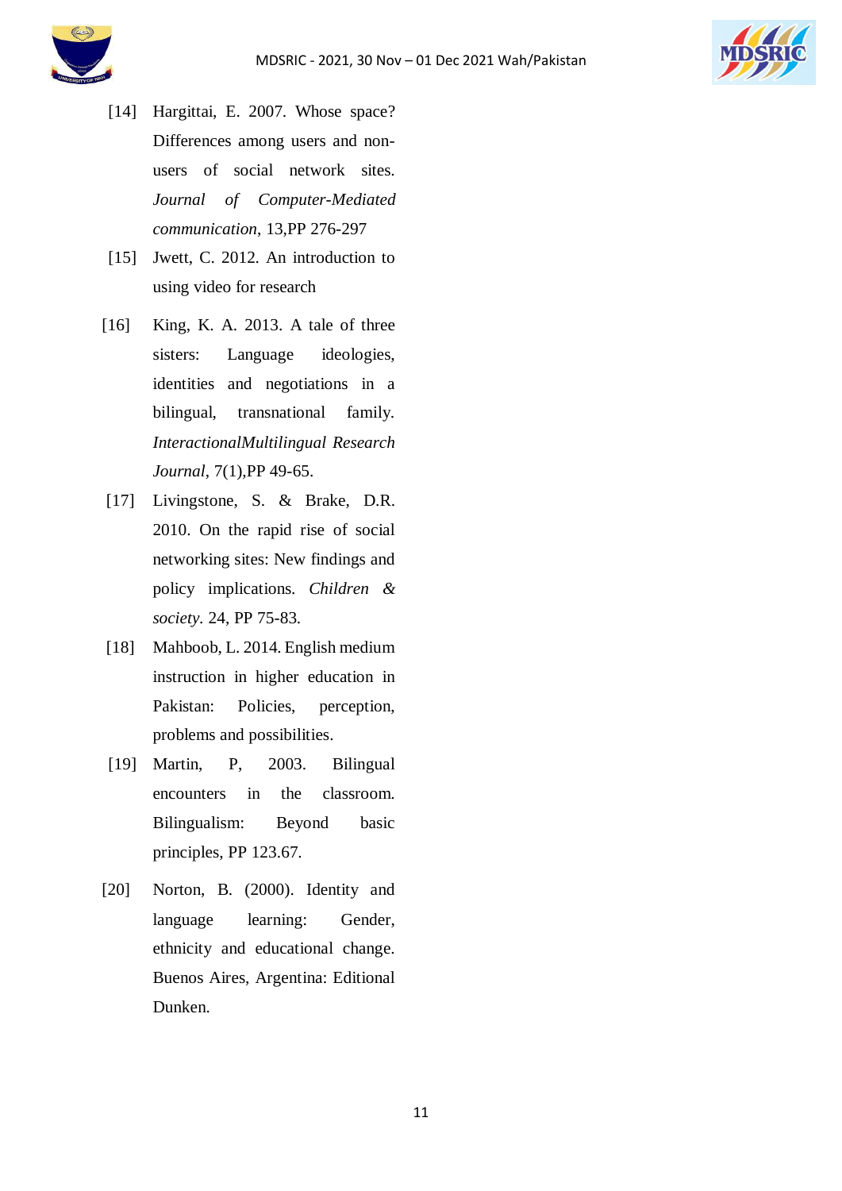[14] Hargittai, E. 2007. Whose space? Differences among users and non-users of social network sites. *Journal of Computer-Mediated communication*, 13,PP 276-297

[15] Jwett, C. 2012. An introduction to using video for research

[16] King, K. A. 2013. A tale of three sisters: Language ideologies, identities and negotiations in a bilingual, transnational family. *InteractionalMultilingual Research Journal*, 7(1),PP 49-65.

[17] Livingstone, S. & Brake, D.R. 2010. On the rapid rise of social networking sites: New findings and policy implications. *Children & society*. 24, PP 75-83.

[18] Mahboob, L. 2014. English medium instruction in higher education in Pakistan: Policies, perception, problems and possibilities.

[19] Martin, P, 2003. Bilingual encounters in the classroom. Bilingualism: Beyond basic principles, PP 123.67.

[20] Norton, B. (2000). Identity and language learning: Gender, ethnicity and educational change. Buenos Aires, Argentina: Editional Dunken.